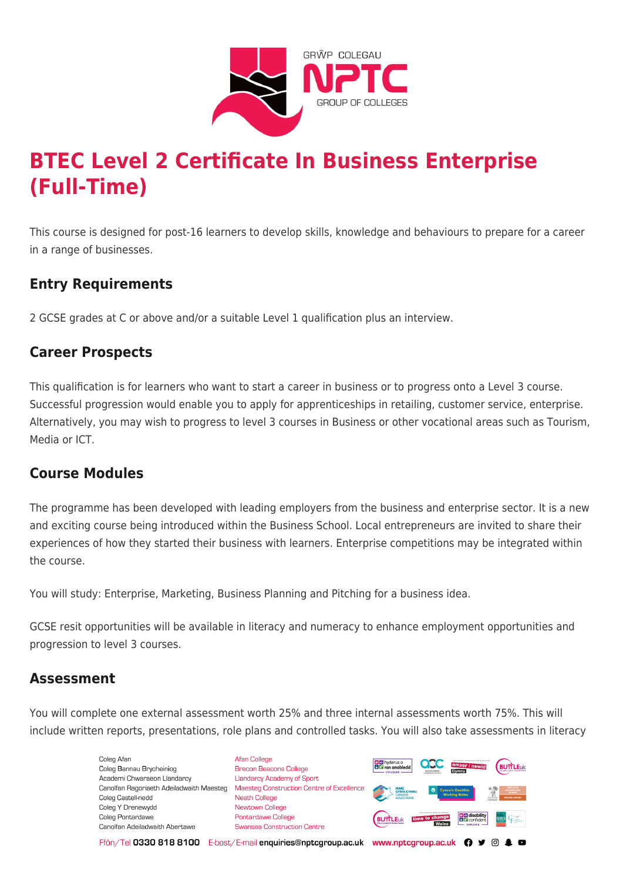# BTEC Level 2 Certificate In Business Enterprise (Full-Time)

This course is designed for post-16 learners to develop skills, knowledge and behaviours to prepare for a career in a range of businesses.

## Entry Requirements

2 GCSE grades at C or above and/or a suitable Level 1 qualification plus an interview.

## Career Prospects

This qualification is for learners who want to start a career in business or to progress onto a Level 3 course. Successful progression would enable you to apply for apprenticeships in retailing, customer service, enterprise. Alternatively, you may wish to progress to level 3 courses in Business or other vocational areas such as Tourism, Media or ICT.

## Course Modules

The programme has been developed with leading employers from the business and enterprise sector. It is a new and exciting course being introduced within the Business School. Local entrepreneurs are invited to share their experiences of how they started their business with learners. Enterprise competitions may be integrated within the course.

You will study: Enterprise, Marketing, Business Planning and Pitching for a business idea.

GCSE resit opportunities will be available in literacy and numeracy to enhance employment opportunities and progression to level 3 courses.

## Assessment

You will complete one external assessment worth 25% and three internal assessments worth 75%. This will include written reports, presentations, role plans and controlled tasks. You will also take assessments in literacy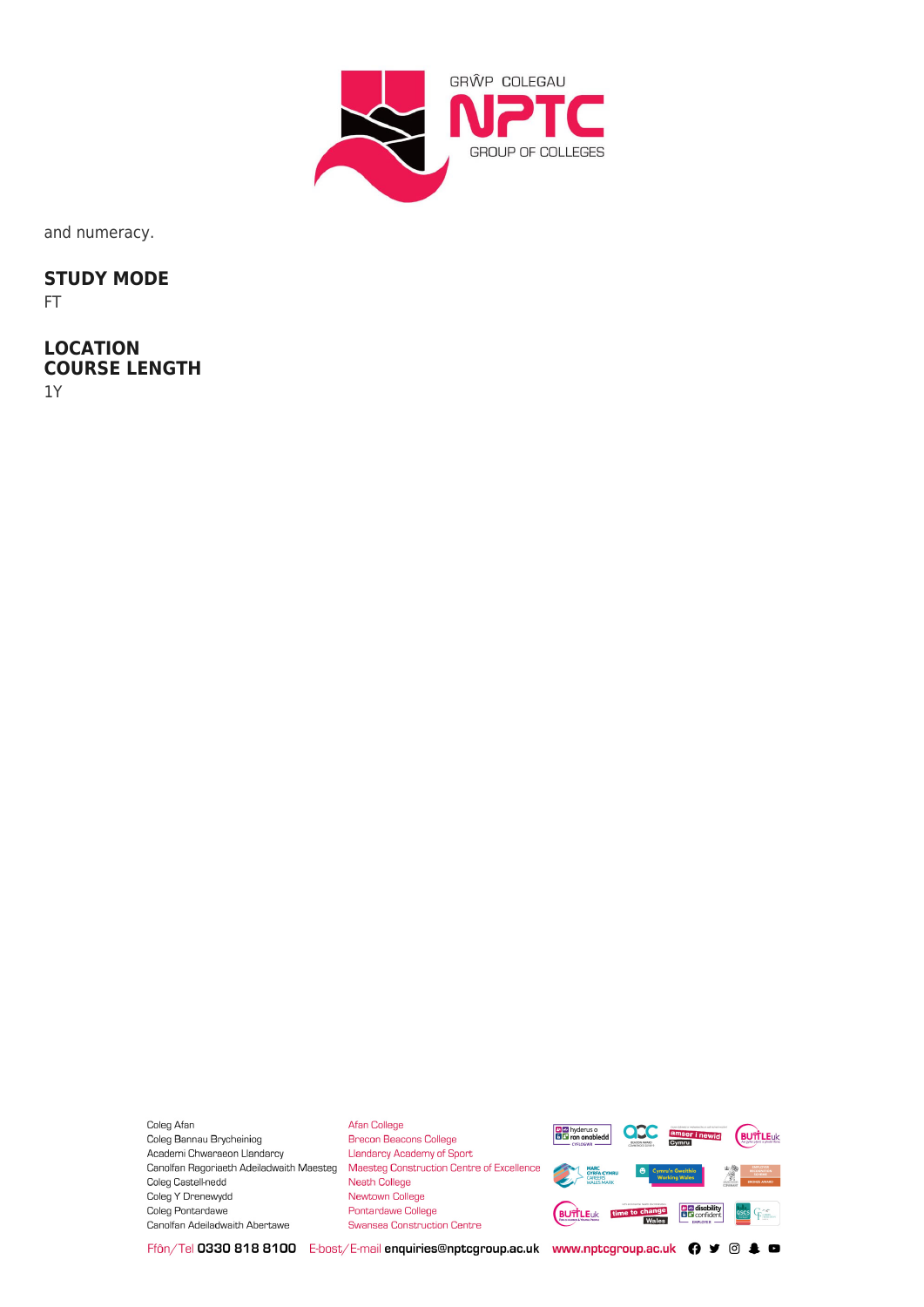and numeracy.

## STUDY MODE

FT

## LOCATION

## COURSE LENGTH

1Y